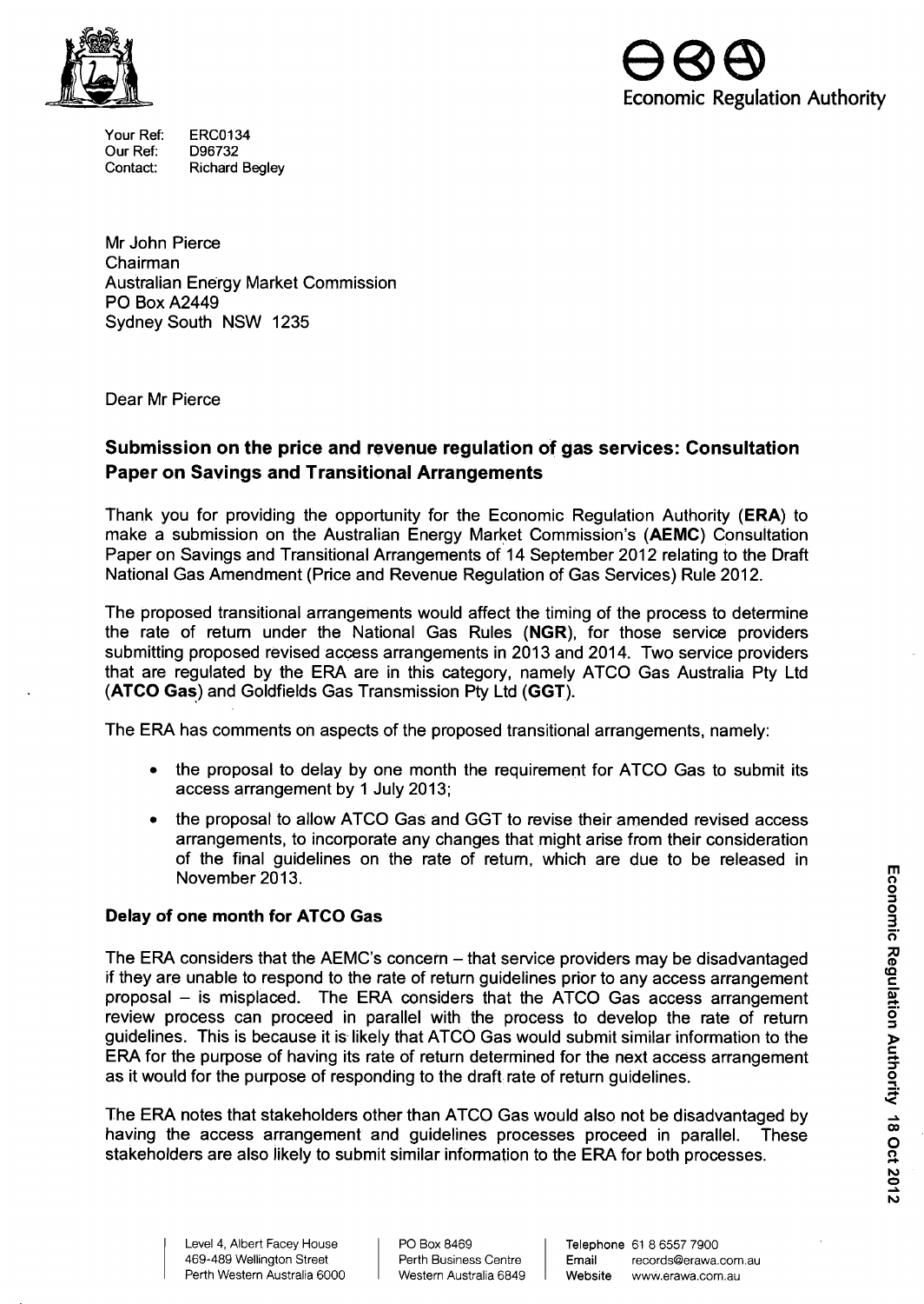Economic Regulation Authority

Your Ref: ERC0134
Our Ref: D96732
Contact: Richard Begley

Mr John Pierce
Chairman
Australian Energy Market Commission
PO Box A2449
Sydney South NSW 1235

Dear Mr Pierce

## Submission on the price and revenue regulation of gas services: Consultation Paper on Savings and Transitional Arrangements

Thank you for providing the opportunity for the Economic Regulation Authority (**ERA**) to make a submission on the Australian Energy Market Commission's (**AEMC**) Consultation Paper on Savings and Transitional Arrangements of 14 September 2012 relating to the Draft National Gas Amendment (Price and Revenue Regulation of Gas Services) Rule 2012.

The proposed transitional arrangements would affect the timing of the process to determine the rate of return under the National Gas Rules (**NGR**), for those service providers submitting proposed revised access arrangements in 2013 and 2014. Two service providers that are regulated by the ERA are in this category, namely ATCO Gas Australia Pty Ltd (**ATCO Gas**) and Goldfields Gas Transmission Pty Ltd (**GGT**).

The ERA has comments on aspects of the proposed transitional arrangements, namely:

- the proposal to delay by one month the requirement for ATCO Gas to submit its access arrangement by 1 July 2013;
- the proposal to allow ATCO Gas and GGT to revise their amended revised access arrangements, to incorporate any changes that might arise from their consideration of the final guidelines on the rate of return, which are due to be released in November 2013.

### Delay of one month for ATCO Gas

The ERA considers that the AEMC's concern – that service providers may be disadvantaged if they are unable to respond to the rate of return guidelines prior to any access arrangement proposal – is misplaced. The ERA considers that the ATCO Gas access arrangement review process can proceed in parallel with the process to develop the rate of return guidelines. This is because it is likely that ATCO Gas would submit similar information to the ERA for the purpose of having its rate of return determined for the next access arrangement as it would for the purpose of responding to the draft rate of return guidelines.

The ERA notes that stakeholders other than ATCO Gas would also not be disadvantaged by having the access arrangement and guidelines processes proceed in parallel. These stakeholders are also likely to submit similar information to the ERA for both processes.

Economic Regulation Authority 18 Oct 2012

Level 4, Albert Facey House
469-489 Wellington Street
Perth Western Australia 6000

PO Box 8469
Perth Business Centre
Western Australia 6849

Telephone 61 8 6557 7900
Email records@erawa.com.au
Website www.erawa.com.au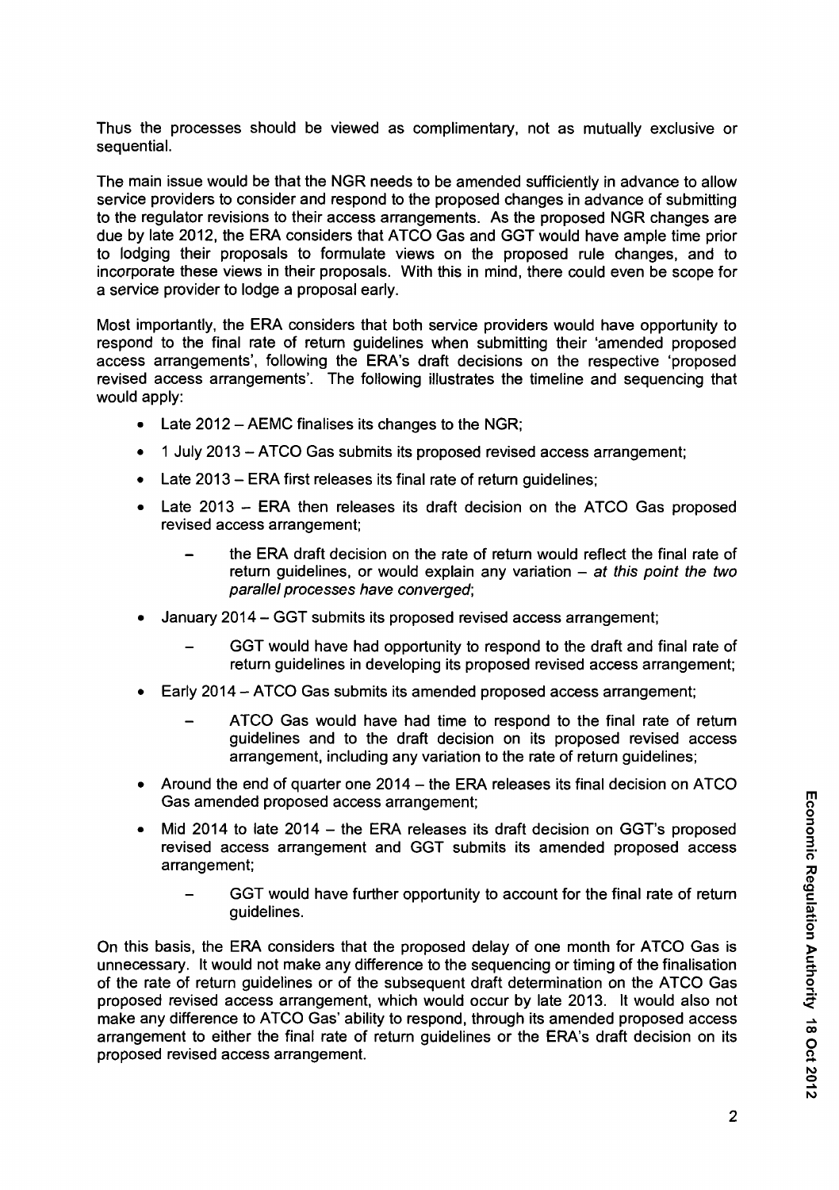Thus the processes should be viewed as complimentary, not as mutually exclusive or sequential.

The main issue would be that the NGR needs to be amended sufficiently in advance to allow service providers to consider and respond to the proposed changes in advance of submitting to the regulator revisions to their access arrangements. As the proposed NGR changes are due by late 2012, the ERA considers that ATCO Gas and GGT would have ample time prior to lodging their proposals to formulate views on the proposed rule changes, and to incorporate these views in their proposals. With this in mind, there could even be scope for a service provider to lodge a proposal early.

Most importantly, the ERA considers that both service providers would have opportunity to respond to the final rate of return guidelines when submitting their 'amended proposed access arrangements', following the ERA's draft decisions on the respective 'proposed revised access arrangements'. The following illustrates the timeline and sequencing that would apply:

- Late 2012 – AEMC finalises its changes to the NGR;
- 1 July 2013 – ATCO Gas submits its proposed revised access arrangement;
- Late 2013 – ERA first releases its final rate of return guidelines;
- Late 2013 – ERA then releases its draft decision on the ATCO Gas proposed revised access arrangement;
  - the ERA draft decision on the rate of return would reflect the final rate of return guidelines, or would explain any variation – *at this point the two parallel processes have converged*;
- January 2014 – GGT submits its proposed revised access arrangement;
  - GGT would have had opportunity to respond to the draft and final rate of return guidelines in developing its proposed revised access arrangement;
- Early 2014 – ATCO Gas submits its amended proposed access arrangement;
  - ATCO Gas would have had time to respond to the final rate of return guidelines and to the draft decision on its proposed revised access arrangement, including any variation to the rate of return guidelines;
- Around the end of quarter one 2014 – the ERA releases its final decision on ATCO Gas amended proposed access arrangement;
- Mid 2014 to late 2014 – the ERA releases its draft decision on GGT's proposed revised access arrangement and GGT submits its amended proposed access arrangement;
  - GGT would have further opportunity to account for the final rate of return guidelines.

On this basis, the ERA considers that the proposed delay of one month for ATCO Gas is unnecessary. It would not make any difference to the sequencing or timing of the finalisation of the rate of return guidelines or of the subsequent draft determination on the ATCO Gas proposed revised access arrangement, which would occur by late 2013. It would also not make any difference to ATCO Gas' ability to respond, through its amended proposed access arrangement to either the final rate of return guidelines or the ERA's draft decision on its proposed revised access arrangement.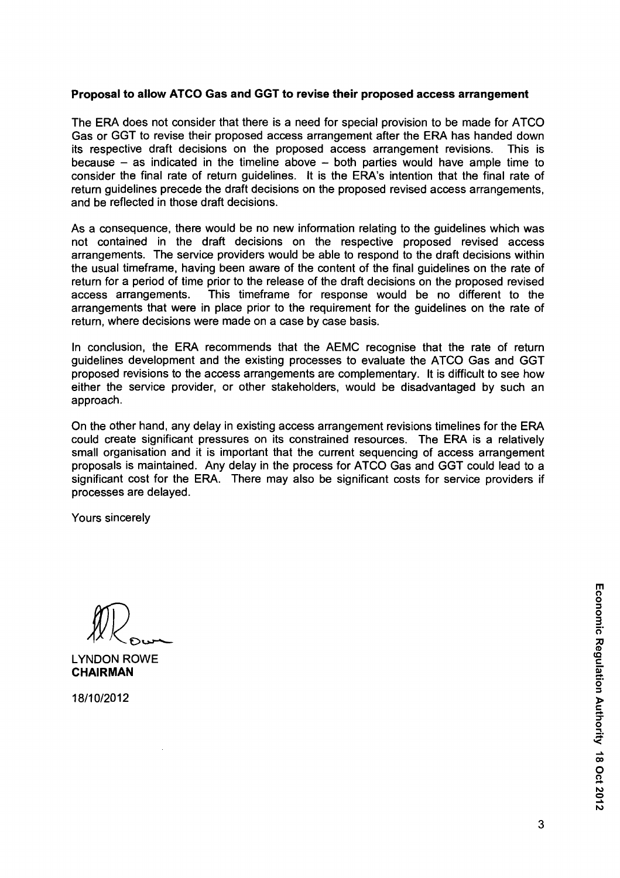**Proposal to allow ATCO Gas and GGT to revise their proposed access arrangement**

The ERA does not consider that there is a need for special provision to be made for ATCO Gas or GGT to revise their proposed access arrangement after the ERA has handed down its respective draft decisions on the proposed access arrangement revisions. This is because – as indicated in the timeline above – both parties would have ample time to consider the final rate of return guidelines. It is the ERA's intention that the final rate of return guidelines precede the draft decisions on the proposed revised access arrangements, and be reflected in those draft decisions.

As a consequence, there would be no new information relating to the guidelines which was not contained in the draft decisions on the respective proposed revised access arrangements. The service providers would be able to respond to the draft decisions within the usual timeframe, having been aware of the content of the final guidelines on the rate of return for a period of time prior to the release of the draft decisions on the proposed revised access arrangements. This timeframe for response would be no different to the arrangements that were in place prior to the requirement for the guidelines on the rate of return, where decisions were made on a case by case basis.

In conclusion, the ERA recommends that the AEMC recognise that the rate of return guidelines development and the existing processes to evaluate the ATCO Gas and GGT proposed revisions to the access arrangements are complementary. It is difficult to see how either the service provider, or other stakeholders, would be disadvantaged by such an approach.

On the other hand, any delay in existing access arrangement revisions timelines for the ERA could create significant pressures on its constrained resources. The ERA is a relatively small organisation and it is important that the current sequencing of access arrangement proposals is maintained. Any delay in the process for ATCO Gas and GGT could lead to a significant cost for the ERA. There may also be significant costs for service providers if processes are delayed.

Yours sincerely

LYNDON ROWE
**CHAIRMAN**

18/10/2012